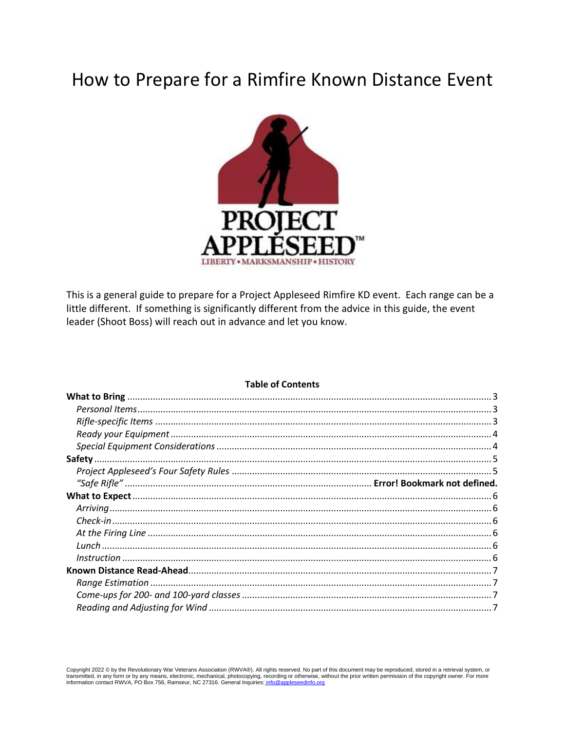# How to Prepare for a Rimfire Known Distance Event

This is a general guide to prepare for a Project Appleseed Rimfire KD event. Each range can be a little different. If something is significantly different from the advice in this guide, the event leader (Shoot Boss) will reach out in advance and let you know.

**Table of Contents**

**What to Bring** ........ 3
- *Personal Items* ........ 3
- *Rifle-specific Items* ........ 3
- *Ready your Equipment* ........ 4
- *Special Equipment Considerations* ........ 4

**Safety** ........ 5
- *Project Appleseed's Four Safety Rules* ........ 5
- *"Safe Rifle"* ........ **Error! Bookmark not defined.**

**What to Expect** ........ 6
- *Arriving* ........ 6
- *Check-in* ........ 6
- *At the Firing Line* ........ 6
- *Lunch* ........ 6
- *Instruction* ........ 6

**Known Distance Read-Ahead** ........ 7
- *Range Estimation* ........ 7
- *Come-ups for 200- and 100-yard classes* ........ 7
- *Reading and Adjusting for Wind* ........ 7

Copyright 2022 © by the Revolutionary War Veterans Association (RWVA®). All rights reserved. No part of this document may be reproduced, stored in a retrieval system, or transmitted, in any form or by any means, electronic, mechanical, photocopying, recording or otherwise, without the prior written permission of the copyright owner. For more information contact RWVA, PO Box 756, Ramseur, NC 27316. General Inquiries: info@appleseedinfo.org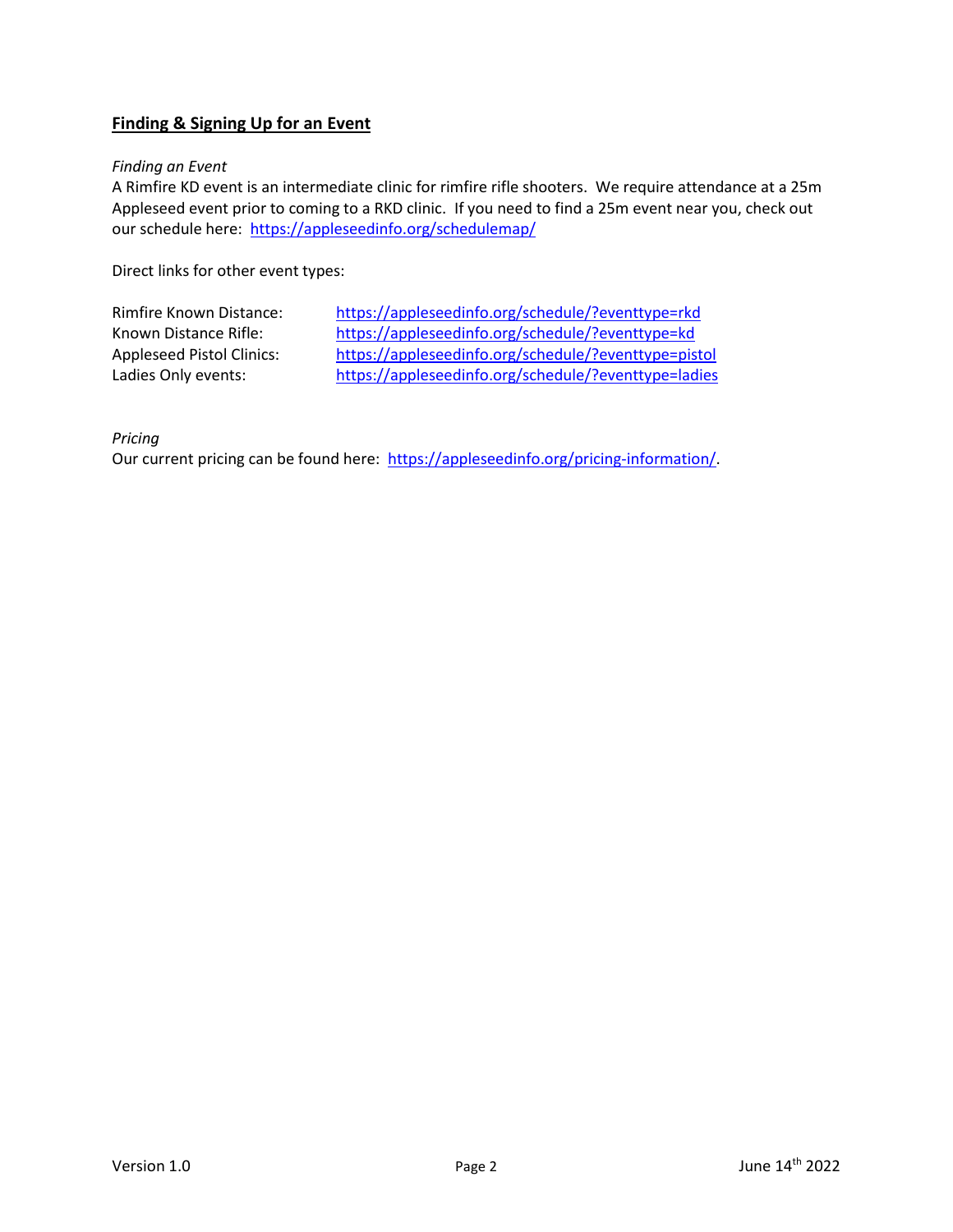## Finding & Signing Up for an Event

*Finding an Event*

A Rimfire KD event is an intermediate clinic for rimfire rifle shooters. We require attendance at a 25m Appleseed event prior to coming to a RKD clinic. If you need to find a 25m event near you, check out our schedule here: https://appleseedinfo.org/schedulemap/

Direct links for other event types:

| | |
|---|---|
| Rimfire Known Distance: | https://appleseedinfo.org/schedule/?eventtype=rkd |
| Known Distance Rifle: | https://appleseedinfo.org/schedule/?eventtype=kd |
| Appleseed Pistol Clinics: | https://appleseedinfo.org/schedule/?eventtype=pistol |
| Ladies Only events: | https://appleseedinfo.org/schedule/?eventtype=ladies |

*Pricing*

Our current pricing can be found here: https://appleseedinfo.org/pricing-information/.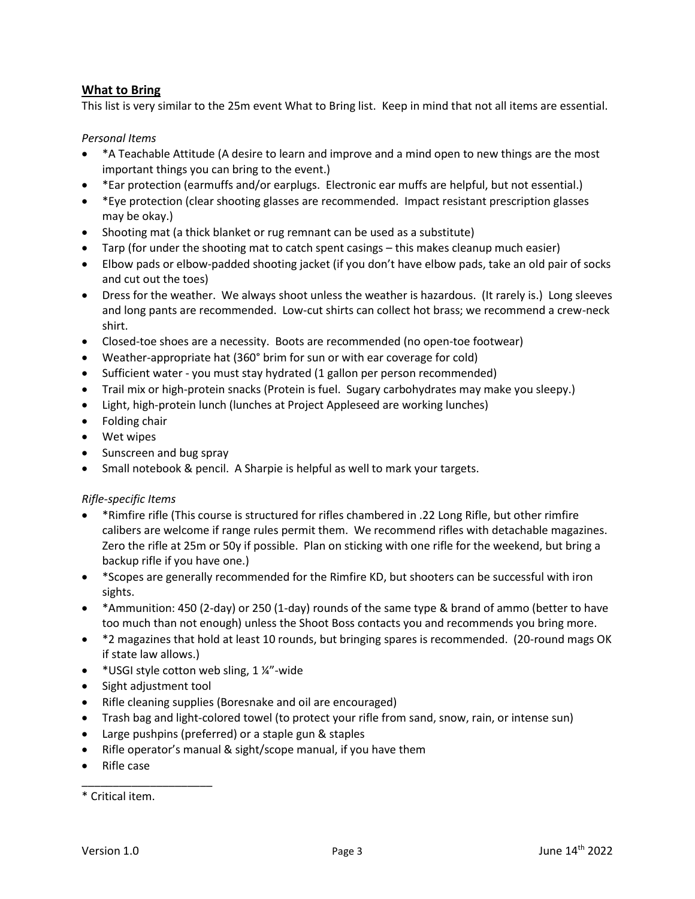## What to Bring

This list is very similar to the 25m event What to Bring list. Keep in mind that not all items are essential.

*Personal Items*

- *A Teachable Attitude (A desire to learn and improve and a mind open to new things are the most important things you can bring to the event.)
- *Ear protection (earmuffs and/or earplugs. Electronic ear muffs are helpful, but not essential.)
- *Eye protection (clear shooting glasses are recommended. Impact resistant prescription glasses may be okay.)
- Shooting mat (a thick blanket or rug remnant can be used as a substitute)
- Tarp (for under the shooting mat to catch spent casings – this makes cleanup much easier)
- Elbow pads or elbow-padded shooting jacket (if you don't have elbow pads, take an old pair of socks and cut out the toes)
- Dress for the weather. We always shoot unless the weather is hazardous. (It rarely is.) Long sleeves and long pants are recommended. Low-cut shirts can collect hot brass; we recommend a crew-neck shirt.
- Closed-toe shoes are a necessity. Boots are recommended (no open-toe footwear)
- Weather-appropriate hat (360° brim for sun or with ear coverage for cold)
- Sufficient water - you must stay hydrated (1 gallon per person recommended)
- Trail mix or high-protein snacks (Protein is fuel. Sugary carbohydrates may make you sleepy.)
- Light, high-protein lunch (lunches at Project Appleseed are working lunches)
- Folding chair
- Wet wipes
- Sunscreen and bug spray
- Small notebook & pencil. A Sharpie is helpful as well to mark your targets.

*Rifle-specific Items*

- *Rimfire rifle (This course is structured for rifles chambered in .22 Long Rifle, but other rimfire calibers are welcome if range rules permit them. We recommend rifles with detachable magazines. Zero the rifle at 25m or 50y if possible. Plan on sticking with one rifle for the weekend, but bring a backup rifle if you have one.)
- *Scopes are generally recommended for the Rimfire KD, but shooters can be successful with iron sights.
- *Ammunition: 450 (2-day) or 250 (1-day) rounds of the same type & brand of ammo (better to have too much than not enough) unless the Shoot Boss contacts you and recommends you bring more.
- *2 magazines that hold at least 10 rounds, but bringing spares is recommended. (20-round mags OK if state law allows.)
- *USGI style cotton web sling, 1 ¼"-wide
- Sight adjustment tool
- Rifle cleaning supplies (Boresnake and oil are encouraged)
- Trash bag and light-colored towel (to protect your rifle from sand, snow, rain, or intense sun)
- Large pushpins (preferred) or a staple gun & staples
- Rifle operator's manual & sight/scope manual, if you have them
- Rifle case

---

* Critical item.

Version 1.0 June 14th 2022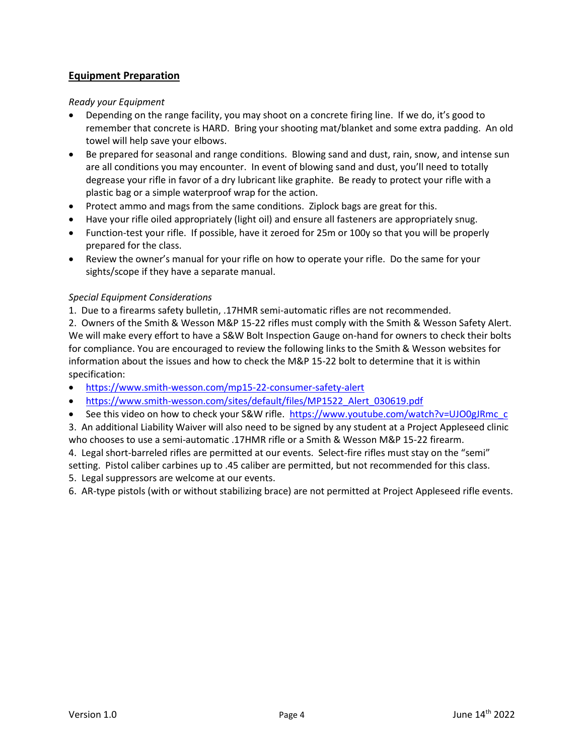## **Equipment Preparation**

*Ready your Equipment*

- Depending on the range facility, you may shoot on a concrete firing line. If we do, it's good to remember that concrete is HARD. Bring your shooting mat/blanket and some extra padding. An old towel will help save your elbows.
- Be prepared for seasonal and range conditions. Blowing sand and dust, rain, snow, and intense sun are all conditions you may encounter. In event of blowing sand and dust, you'll need to totally degrease your rifle in favor of a dry lubricant like graphite. Be ready to protect your rifle with a plastic bag or a simple waterproof wrap for the action.
- Protect ammo and mags from the same conditions. Ziplock bags are great for this.
- Have your rifle oiled appropriately (light oil) and ensure all fasteners are appropriately snug.
- Function-test your rifle. If possible, have it zeroed for 25m or 100y so that you will be properly prepared for the class.
- Review the owner's manual for your rifle on how to operate your rifle. Do the same for your sights/scope if they have a separate manual.

*Special Equipment Considerations*

1. Due to a firearms safety bulletin, .17HMR semi-automatic rifles are not recommended.
2. Owners of the Smith & Wesson M&P 15-22 rifles must comply with the Smith & Wesson Safety Alert. We will make every effort to have a S&W Bolt Inspection Gauge on-hand for owners to check their bolts for compliance. You are encouraged to review the following links to the Smith & Wesson websites for information about the issues and how to check the M&P 15-22 bolt to determine that it is within specification:
   - https://www.smith-wesson.com/mp15-22-consumer-safety-alert
   - https://www.smith-wesson.com/sites/default/files/MP1522_Alert_030619.pdf
   - See this video on how to check your S&W rifle. https://www.youtube.com/watch?v=UJO0gJRmc_c
3. An additional Liability Waiver will also need to be signed by any student at a Project Appleseed clinic who chooses to use a semi-automatic .17HMR rifle or a Smith & Wesson M&P 15-22 firearm.
4. Legal short-barreled rifles are permitted at our events. Select-fire rifles must stay on the "semi" setting. Pistol caliber carbines up to .45 caliber are permitted, but not recommended for this class.
5. Legal suppressors are welcome at our events.
6. AR-type pistols (with or without stabilizing brace) are not permitted at Project Appleseed rifle events.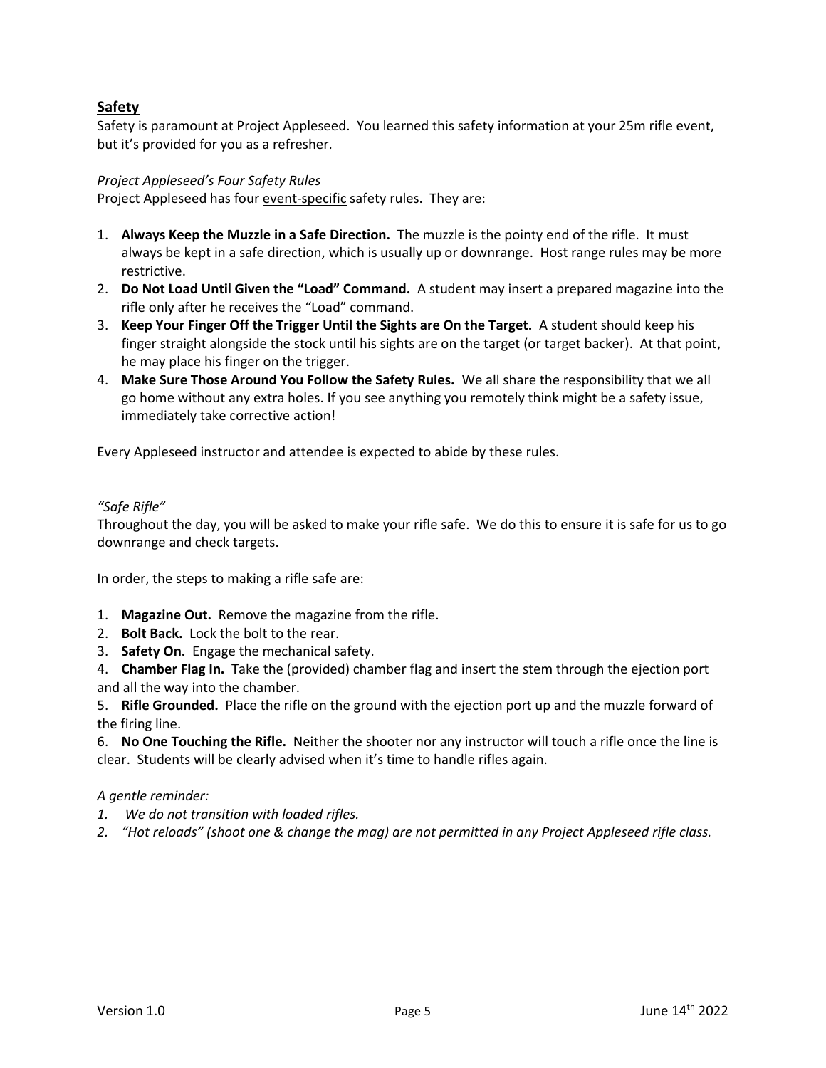## Safety

Safety is paramount at Project Appleseed. You learned this safety information at your 25m rifle event, but it's provided for you as a refresher.

*Project Appleseed's Four Safety Rules*

Project Appleseed has four <u>event-specific</u> safety rules. They are:

1. **Always Keep the Muzzle in a Safe Direction.** The muzzle is the pointy end of the rifle. It must always be kept in a safe direction, which is usually up or downrange. Host range rules may be more restrictive.
2. **Do Not Load Until Given the "Load" Command.** A student may insert a prepared magazine into the rifle only after he receives the "Load" command.
3. **Keep Your Finger Off the Trigger Until the Sights are On the Target.** A student should keep his finger straight alongside the stock until his sights are on the target (or target backer). At that point, he may place his finger on the trigger.
4. **Make Sure Those Around You Follow the Safety Rules.** We all share the responsibility that we all go home without any extra holes. If you see anything you remotely think might be a safety issue, immediately take corrective action!

Every Appleseed instructor and attendee is expected to abide by these rules.

*"Safe Rifle"*

Throughout the day, you will be asked to make your rifle safe. We do this to ensure it is safe for us to go downrange and check targets.

In order, the steps to making a rifle safe are:

1. **Magazine Out.** Remove the magazine from the rifle.
2. **Bolt Back.** Lock the bolt to the rear.
3. **Safety On.** Engage the mechanical safety.
4. **Chamber Flag In.** Take the (provided) chamber flag and insert the stem through the ejection port and all the way into the chamber.
5. **Rifle Grounded.** Place the rifle on the ground with the ejection port up and the muzzle forward of the firing line.
6. **No One Touching the Rifle.** Neither the shooter nor any instructor will touch a rifle once the line is clear. Students will be clearly advised when it's time to handle rifles again.

*A gentle reminder:*

1. *We do not transition with loaded rifles.*
2. *"Hot reloads" (shoot one & change the mag) are not permitted in any Project Appleseed rifle class.*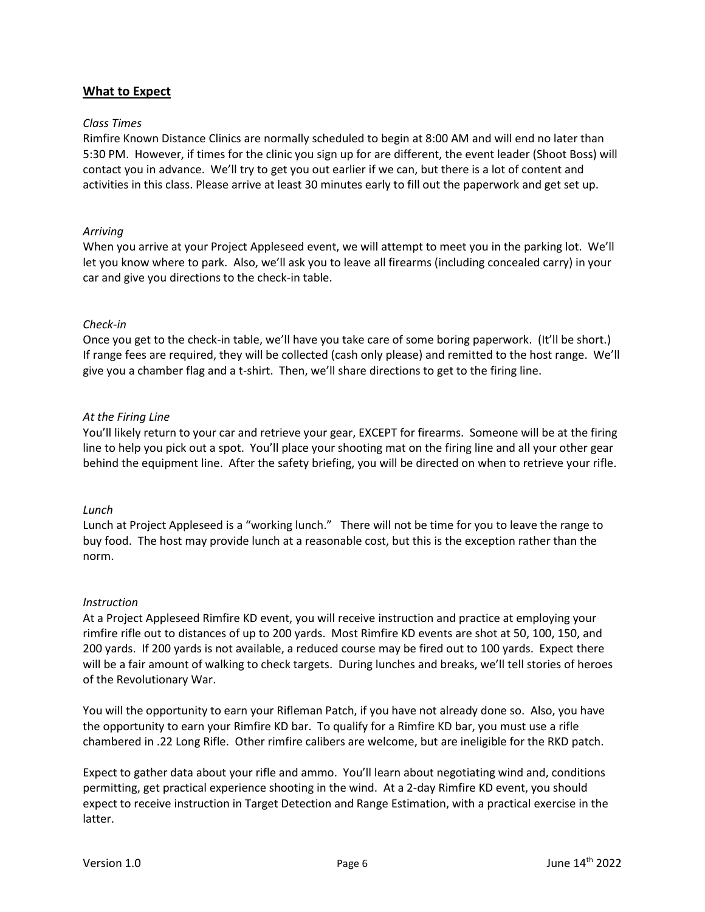## **What to Expect**

*Class Times*

Rimfire Known Distance Clinics are normally scheduled to begin at 8:00 AM and will end no later than 5:30 PM. However, if times for the clinic you sign up for are different, the event leader (Shoot Boss) will contact you in advance. We'll try to get you out earlier if we can, but there is a lot of content and activities in this class. Please arrive at least 30 minutes early to fill out the paperwork and get set up.

*Arriving*

When you arrive at your Project Appleseed event, we will attempt to meet you in the parking lot. We'll let you know where to park. Also, we'll ask you to leave all firearms (including concealed carry) in your car and give you directions to the check-in table.

*Check-in*

Once you get to the check-in table, we'll have you take care of some boring paperwork. (It'll be short.) If range fees are required, they will be collected (cash only please) and remitted to the host range. We'll give you a chamber flag and a t-shirt. Then, we'll share directions to get to the firing line.

*At the Firing Line*

You'll likely return to your car and retrieve your gear, EXCEPT for firearms. Someone will be at the firing line to help you pick out a spot. You'll place your shooting mat on the firing line and all your other gear behind the equipment line. After the safety briefing, you will be directed on when to retrieve your rifle.

*Lunch*

Lunch at Project Appleseed is a "working lunch." There will not be time for you to leave the range to buy food. The host may provide lunch at a reasonable cost, but this is the exception rather than the norm.

*Instruction*

At a Project Appleseed Rimfire KD event, you will receive instruction and practice at employing your rimfire rifle out to distances of up to 200 yards. Most Rimfire KD events are shot at 50, 100, 150, and 200 yards. If 200 yards is not available, a reduced course may be fired out to 100 yards. Expect there will be a fair amount of walking to check targets. During lunches and breaks, we'll tell stories of heroes of the Revolutionary War.

You will the opportunity to earn your Rifleman Patch, if you have not already done so. Also, you have the opportunity to earn your Rimfire KD bar. To qualify for a Rimfire KD bar, you must use a rifle chambered in .22 Long Rifle. Other rimfire calibers are welcome, but are ineligible for the RKD patch.

Expect to gather data about your rifle and ammo. You'll learn about negotiating wind and, conditions permitting, get practical experience shooting in the wind. At a 2-day Rimfire KD event, you should expect to receive instruction in Target Detection and Range Estimation, with a practical exercise in the latter.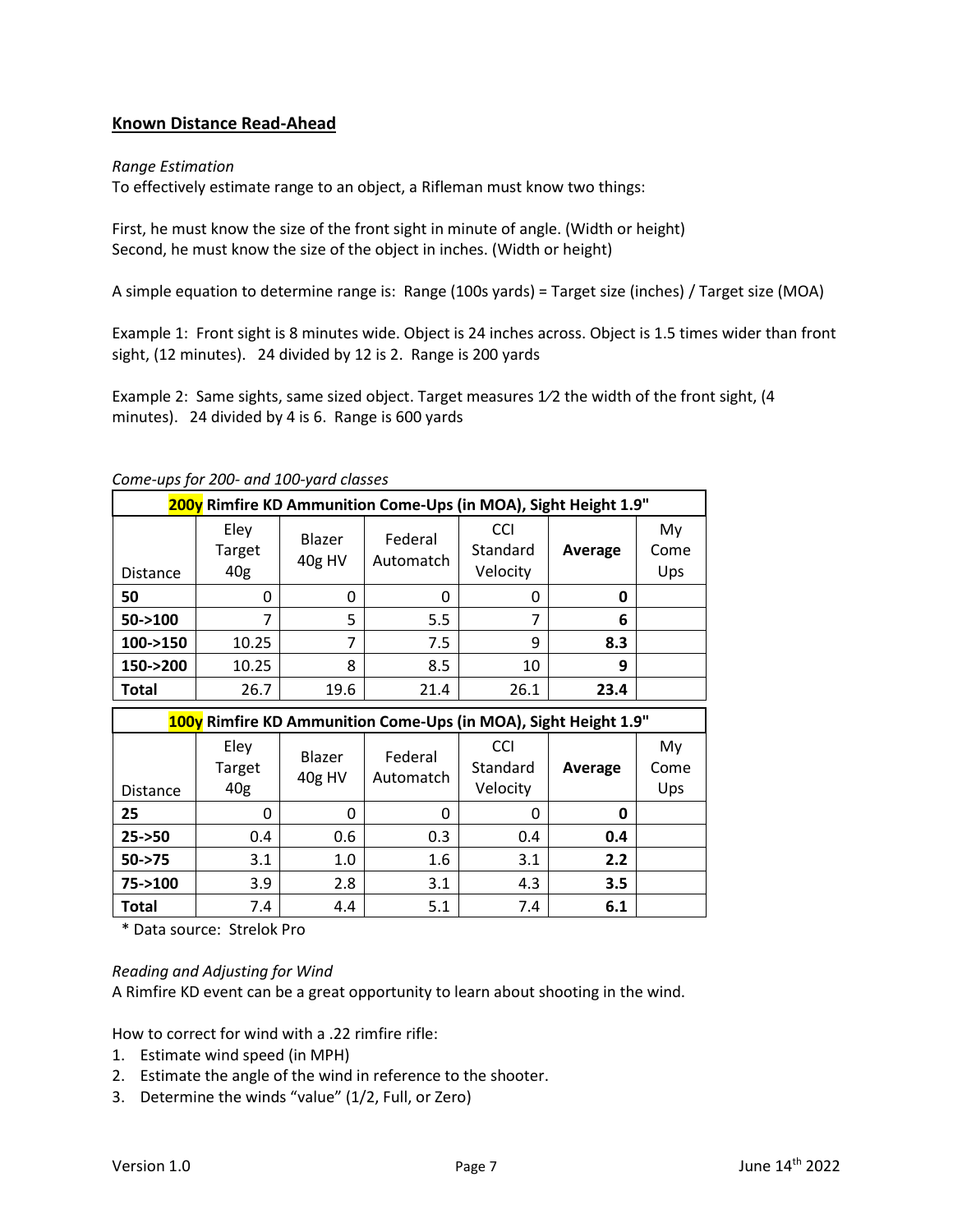## Known Distance Read-Ahead

*Range Estimation*

To effectively estimate range to an object, a Rifleman must know two things:

First, he must know the size of the front sight in minute of angle. (Width or height)
Second, he must know the size of the object in inches. (Width or height)

A simple equation to determine range is: Range (100s yards) = Target size (inches) / Target size (MOA)

Example 1: Front sight is 8 minutes wide. Object is 24 inches across. Object is 1.5 times wider than front sight, (12 minutes). 24 divided by 12 is 2. Range is 200 yards

Example 2: Same sights, same sized object. Target measures 1⁄2 the width of the front sight, (4 minutes). 24 divided by 4 is 6. Range is 600 yards

*Come-ups for 200- and 100-yard classes*

| **200y Rimfire KD Ammunition Come-Ups (in MOA), Sight Height 1.9"** | | | | | | |
|---|---|---|---|---|---|---|
| Distance | Eley Target 40g | Blazer 40g HV | Federal Automatch | CCI Standard Velocity | **Average** | My Come Ups |
| **50** | 0 | 0 | 0 | 0 | **0** | |
| **50->100** | 7 | 5 | 5.5 | 7 | **6** | |
| **100->150** | 10.25 | 7 | 7.5 | 9 | **8.3** | |
| **150->200** | 10.25 | 8 | 8.5 | 10 | **9** | |
| **Total** | 26.7 | 19.6 | 21.4 | 26.1 | **23.4** | |

| **100y Rimfire KD Ammunition Come-Ups (in MOA), Sight Height 1.9"** | | | | | | |
|---|---|---|---|---|---|---|
| Distance | Eley Target 40g | Blazer 40g HV | Federal Automatch | CCI Standard Velocity | **Average** | My Come Ups |
| **25** | 0 | 0 | 0 | 0 | **0** | |
| **25->50** | 0.4 | 0.6 | 0.3 | 0.4 | **0.4** | |
| **50->75** | 3.1 | 1.0 | 1.6 | 3.1 | **2.2** | |
| **75->100** | 3.9 | 2.8 | 3.1 | 4.3 | **3.5** | |
| **Total** | 7.4 | 4.4 | 5.1 | 7.4 | **6.1** | |

\* Data source: Strelok Pro

*Reading and Adjusting for Wind*

A Rimfire KD event can be a great opportunity to learn about shooting in the wind.

How to correct for wind with a .22 rimfire rifle:

1. Estimate wind speed (in MPH)
2. Estimate the angle of the wind in reference to the shooter.
3. Determine the winds "value" (1/2, Full, or Zero)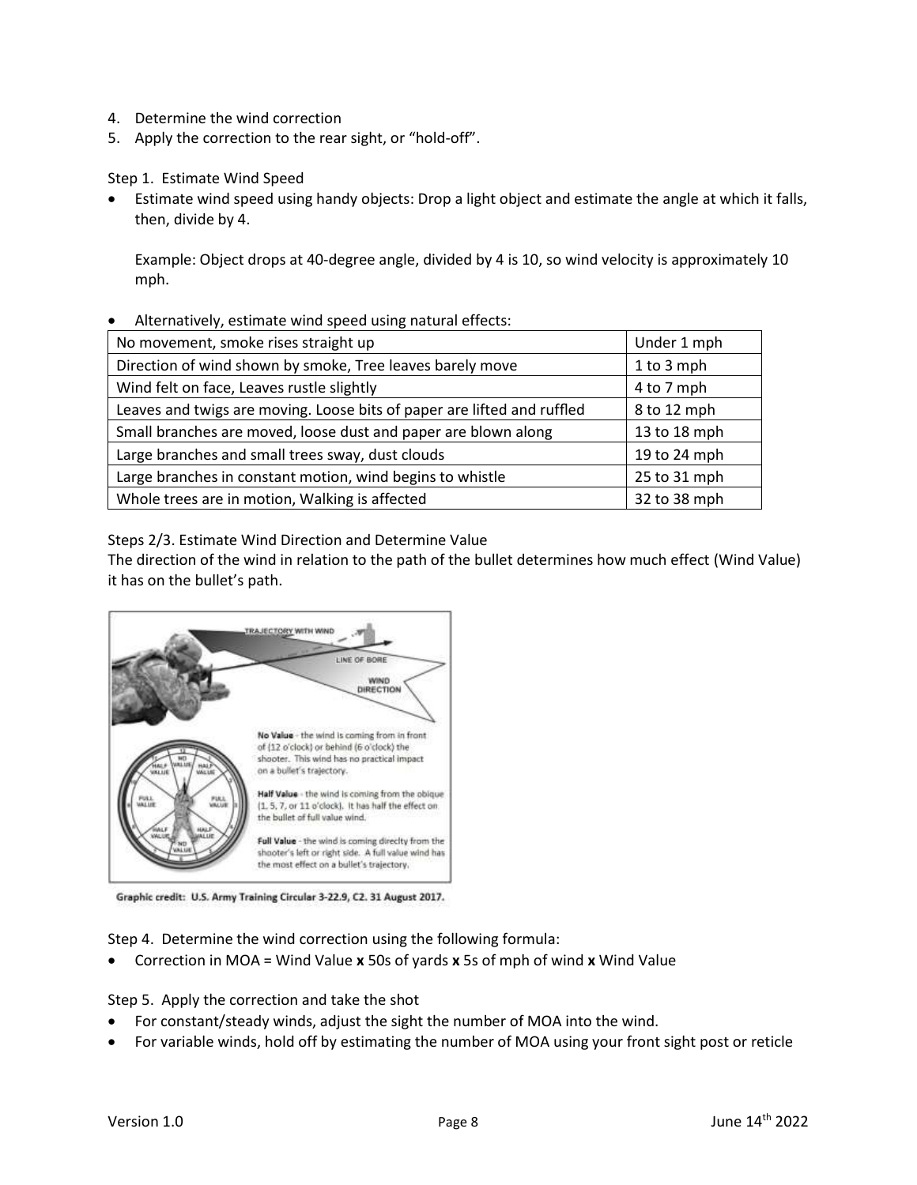4. Determine the wind correction
5. Apply the correction to the rear sight, or "hold-off".

Step 1. Estimate Wind Speed

- Estimate wind speed using handy objects: Drop a light object and estimate the angle at which it falls, then, divide by 4.

  Example: Object drops at 40-degree angle, divided by 4 is 10, so wind velocity is approximately 10 mph.

- Alternatively, estimate wind speed using natural effects:

| | |
|---|---|
| No movement, smoke rises straight up | Under 1 mph |
| Direction of wind shown by smoke, Tree leaves barely move | 1 to 3 mph |
| Wind felt on face, Leaves rustle slightly | 4 to 7 mph |
| Leaves and twigs are moving. Loose bits of paper are lifted and ruffled | 8 to 12 mph |
| Small branches are moved, loose dust and paper are blown along | 13 to 18 mph |
| Large branches and small trees sway, dust clouds | 19 to 24 mph |
| Large branches in constant motion, wind begins to whistle | 25 to 31 mph |
| Whole trees are in motion, Walking is affected | 32 to 38 mph |

Steps 2/3. Estimate Wind Direction and Determine Value

The direction of the wind in relation to the path of the bullet determines how much effect (Wind Value) it has on the bullet's path.

TRAJECTORY WITH WIND

LINE OF BORE

WIND DIRECTION

NO VALUE

HALF VALUE

FULL VALUE

**No Value** - the wind is coming from in front of (12 o'clock) or behind (6 o'clock) the shooter. This wind has no practical impact on a bullet's trajectory.

**Half Value** - the wind is coming from the oblique (1, 5, 7, or 11 o'clock). It has half the effect on the bullet of full value wind.

**Full Value** - the wind is coming direclty from the shooter's left or right side. A full value wind has the most effect on a bullet's trajectory.

**Graphic credit: U.S. Army Training Circular 3-22.9, C2. 31 August 2017.**

Step 4. Determine the wind correction using the following formula:

- Correction in MOA = Wind Value **x** 50s of yards **x** 5s of mph of wind **x** Wind Value

Step 5. Apply the correction and take the shot

- For constant/steady winds, adjust the sight the number of MOA into the wind.
- For variable winds, hold off by estimating the number of MOA using your front sight post or reticle